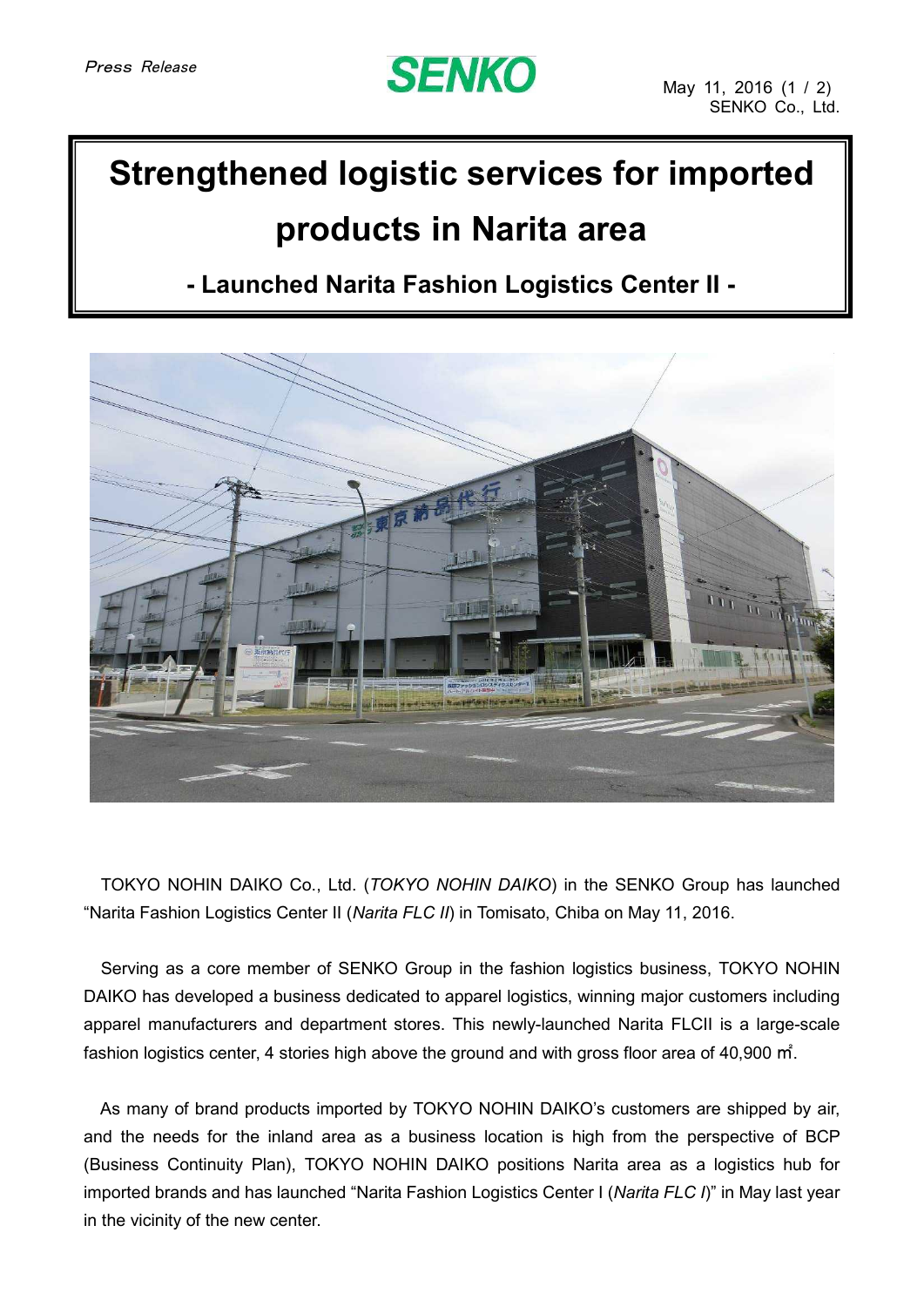Press Release

SENKO

May 11, 2016
SENKO Co., Ltd.

# Strengthened logistic services for imported products in Narita area

## - Launched Narita Fashion Logistics Center II -

TOKYO NOHIN DAIKO Co., Ltd. (*TOKYO NOHIN DAIKO*) in the SENKO Group has launched "Narita Fashion Logistics Center II (*Narita FLC II*) in Tomisato, Chiba on May 11, 2016.

Serving as a core member of SENKO Group in the fashion logistics business, TOKYO NOHIN DAIKO has developed a business dedicated to apparel logistics, winning major customers including apparel manufacturers and department stores. This newly-launched Narita FLCII is a large-scale fashion logistics center, 4 stories high above the ground and with gross floor area of 40,900 ㎡.

As many of brand products imported by TOKYO NOHIN DAIKO's customers are shipped by air, and the needs for the inland area as a business location is high from the perspective of BCP (Business Continuity Plan), TOKYO NOHIN DAIKO positions Narita area as a logistics hub for imported brands and has launched "Narita Fashion Logistics Center I (*Narita FLC I*)" in May last year in the vicinity of the new center.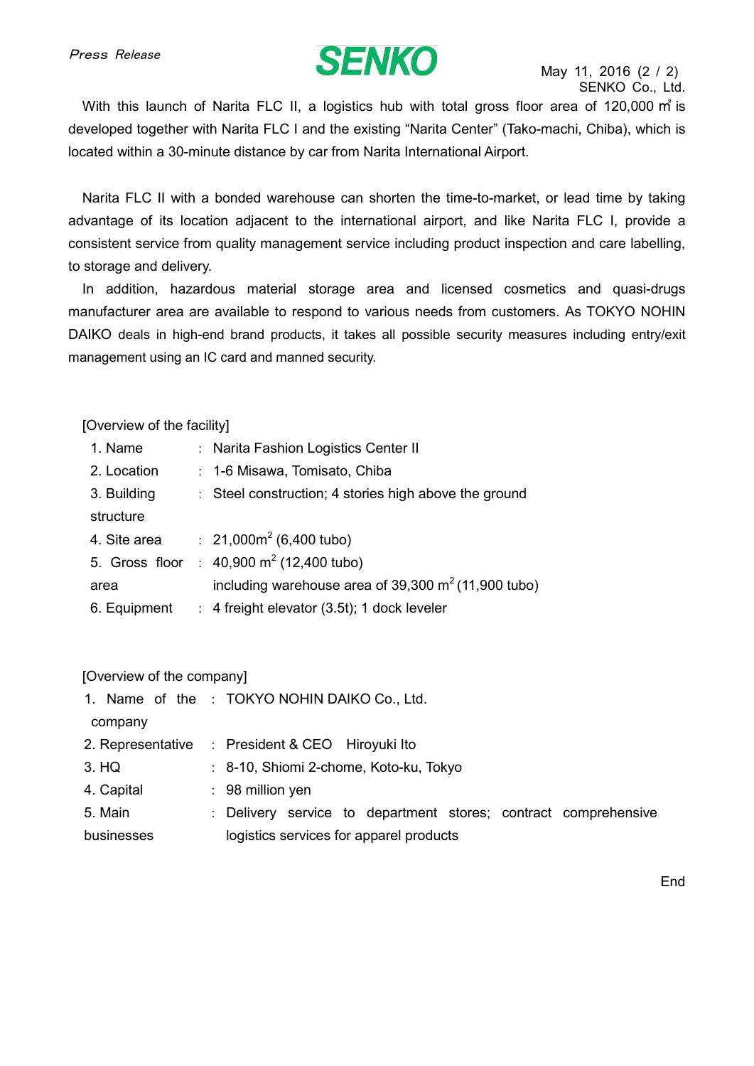With this launch of Narita FLC II, a logistics hub with total gross floor area of 120,000 ㎡ is developed together with Narita FLC I and the existing “Narita Center” (Tako-machi, Chiba), which is located within a 30-minute distance by car from Narita International Airport.

Narita FLC II with a bonded warehouse can shorten the time-to-market, or lead time by taking advantage of its location adjacent to the international airport, and like Narita FLC I, provide a consistent service from quality management service including product inspection and care labelling, to storage and delivery.

In addition, hazardous material storage area and licensed cosmetics and quasi-drugs manufacturer area are available to respond to various needs from customers. As TOKYO NOHIN DAIKO deals in high-end brand products, it takes all possible security measures including entry/exit management using an IC card and manned security.

[Overview of the facility]

| | |
|---|---|
| 1. Name | Narita Fashion Logistics Center II |
| 2. Location | 1-6 Misawa, Tomisato, Chiba |
| 3. Building structure | Steel construction; 4 stories high above the ground |
| 4. Site area | 21,000m$^2$ (6,400 tubo) |
| 5. Gross floor area | 40,900 m$^2$ (12,400 tubo) including warehouse area of 39,300 m$^2$ (11,900 tubo) |
| 6. Equipment | 4 freight elevator (3.5t); 1 dock leveler |

[Overview of the company]

| | |
|---|---|
| 1. Name of the company | TOKYO NOHIN DAIKO Co., Ltd. |
| 2. Representative | President & CEO Hiroyuki Ito |
| 3. HQ | 8-10, Shiomi 2-chome, Koto-ku, Tokyo |
| 4. Capital | 98 million yen |
| 5. Main businesses | Delivery service to department stores; contract comprehensive logistics services for apparel products |

End